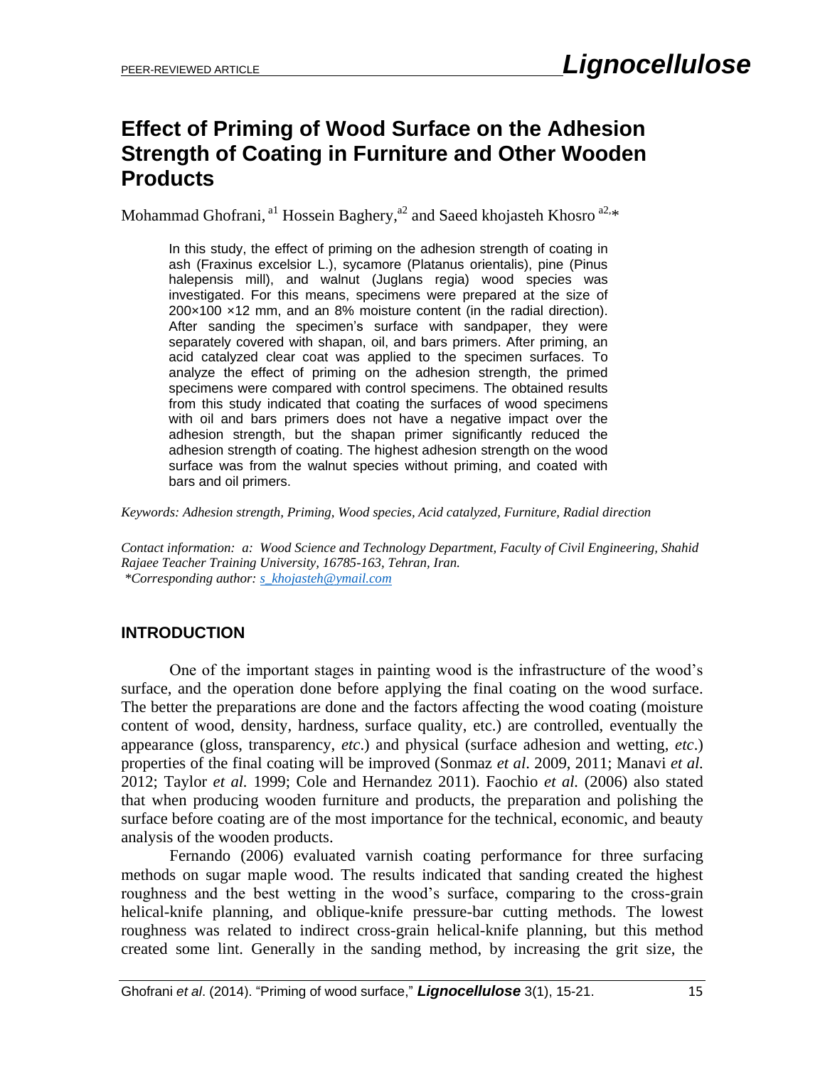PEER-REVIEWED ARTICLE

# Effect of Priming of Wood Surface on the Adhesion Strength of Coating in Furniture and Other Wooden Products

Mohammad Ghofrani,[a1] Hossein Baghery,[a2] and Saeed khojasteh Khosro [a2,]*

> In this study, the effect of priming on the adhesion strength of coating in ash (Fraxinus excelsior L.), sycamore (Platanus orientalis), pine (Pinus halepensis mill), and walnut (Juglans regia) wood species was investigated. For this means, specimens were prepared at the size of 200×100 ×12 mm, and an 8% moisture content (in the radial direction). After sanding the specimen's surface with sandpaper, they were separately covered with shapan, oil, and bars primers. After priming, an acid catalyzed clear coat was applied to the specimen surfaces. To analyze the effect of priming on the adhesion strength, the primed specimens were compared with control specimens. The obtained results from this study indicated that coating the surfaces of wood specimens with oil and bars primers does not have a negative impact over the adhesion strength, but the shapan primer significantly reduced the adhesion strength of coating. The highest adhesion strength on the wood surface was from the walnut species without priming, and coated with bars and oil primers.

*Keywords: Adhesion strength, Priming, Wood species, Acid catalyzed, Furniture, Radial direction*

*Contact information: a: Wood Science and Technology Department, Faculty of Civil Engineering, Shahid Rajaee Teacher Training University, 16785-163, Tehran, Iran.*
*\*Corresponding author: s_khojasteh@ymail.com*

## INTRODUCTION

One of the important stages in painting wood is the infrastructure of the wood's surface, and the operation done before applying the final coating on the wood surface. The better the preparations are done and the factors affecting the wood coating (moisture content of wood, density, hardness, surface quality, etc.) are controlled, eventually the appearance (gloss, transparency, *etc*.) and physical (surface adhesion and wetting, *etc*.) properties of the final coating will be improved (Sonmaz *et al*. 2009, 2011; Manavi *et al.* 2012; Taylor *et al*. 1999; Cole and Hernandez 2011). Faochio *et al.* (2006) also stated that when producing wooden furniture and products, the preparation and polishing the surface before coating are of the most importance for the technical, economic, and beauty analysis of the wooden products.

Fernando (2006) evaluated varnish coating performance for three surfacing methods on sugar maple wood. The results indicated that sanding created the highest roughness and the best wetting in the wood's surface, comparing to the cross-grain helical-knife planning, and oblique-knife pressure-bar cutting methods. The lowest roughness was related to indirect cross-grain helical-knife planning, but this method created some lint. Generally in the sanding method, by increasing the grit size, the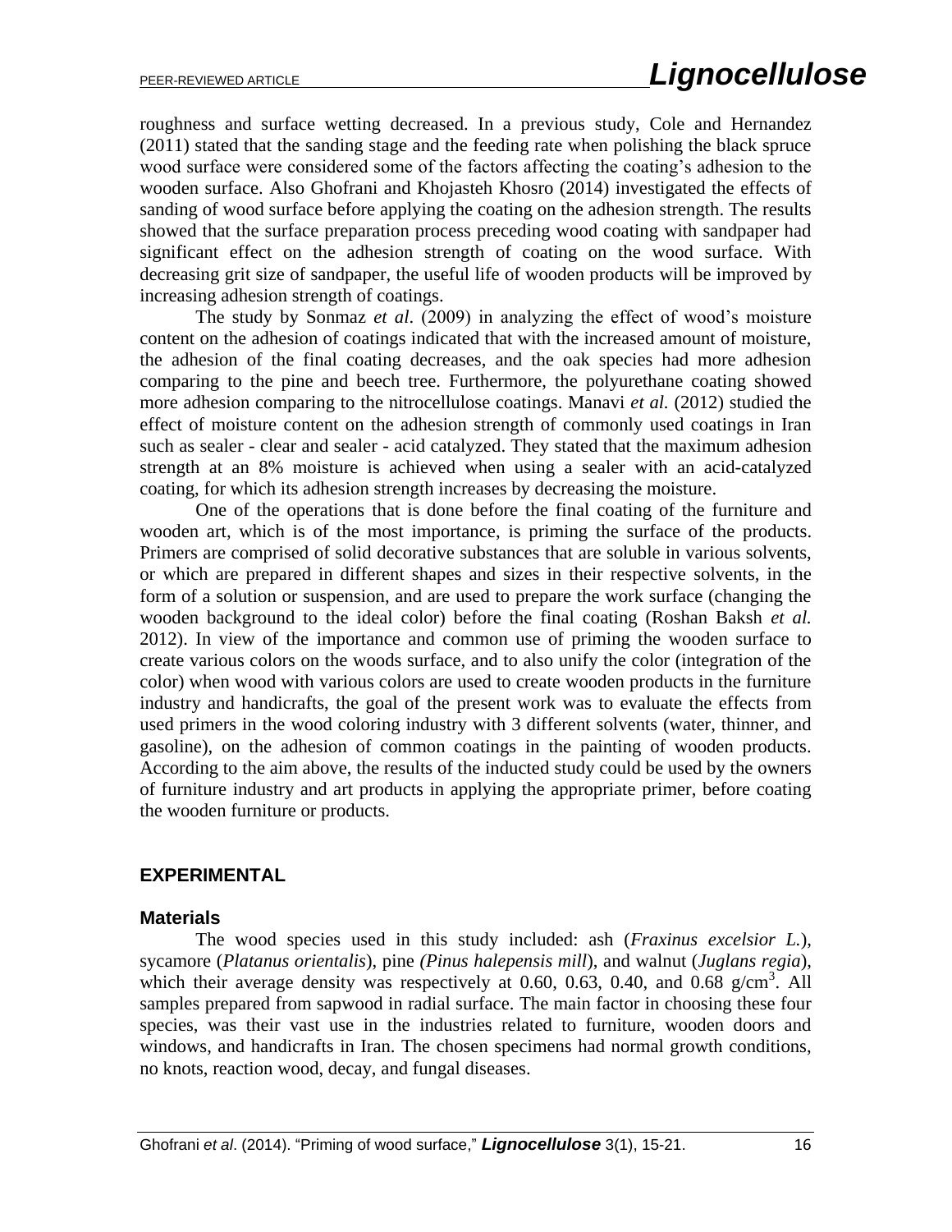roughness and surface wetting decreased. In a previous study, Cole and Hernandez (2011) stated that the sanding stage and the feeding rate when polishing the black spruce wood surface were considered some of the factors affecting the coating's adhesion to the wooden surface. Also Ghofrani and Khojasteh Khosro (2014) investigated the effects of sanding of wood surface before applying the coating on the adhesion strength. The results showed that the surface preparation process preceding wood coating with sandpaper had significant effect on the adhesion strength of coating on the wood surface. With decreasing grit size of sandpaper, the useful life of wooden products will be improved by increasing adhesion strength of coatings.

The study by Sonmaz *et al*. (2009) in analyzing the effect of wood's moisture content on the adhesion of coatings indicated that with the increased amount of moisture, the adhesion of the final coating decreases, and the oak species had more adhesion comparing to the pine and beech tree. Furthermore, the polyurethane coating showed more adhesion comparing to the nitrocellulose coatings. Manavi *et al.* (2012) studied the effect of moisture content on the adhesion strength of commonly used coatings in Iran such as sealer - clear and sealer - acid catalyzed. They stated that the maximum adhesion strength at an 8% moisture is achieved when using a sealer with an acid-catalyzed coating, for which its adhesion strength increases by decreasing the moisture.

One of the operations that is done before the final coating of the furniture and wooden art, which is of the most importance, is priming the surface of the products. Primers are comprised of solid decorative substances that are soluble in various solvents, or which are prepared in different shapes and sizes in their respective solvents, in the form of a solution or suspension, and are used to prepare the work surface (changing the wooden background to the ideal color) before the final coating (Roshan Baksh *et al.* 2012). In view of the importance and common use of priming the wooden surface to create various colors on the woods surface, and to also unify the color (integration of the color) when wood with various colors are used to create wooden products in the furniture industry and handicrafts, the goal of the present work was to evaluate the effects from used primers in the wood coloring industry with 3 different solvents (water, thinner, and gasoline), on the adhesion of common coatings in the painting of wooden products. According to the aim above, the results of the inducted study could be used by the owners of furniture industry and art products in applying the appropriate primer, before coating the wooden furniture or products.

## EXPERIMENTAL

### Materials

The wood species used in this study included: ash (*Fraxinus excelsior L.*), sycamore (*Platanus orientalis*), pine (*Pinus halepensis mill*), and walnut (*Juglans regia*), which their average density was respectively at 0.60, 0.63, 0.40, and 0.68 g/cm$^3$. All samples prepared from sapwood in radial surface. The main factor in choosing these four species, was their vast use in the industries related to furniture, wooden doors and windows, and handicrafts in Iran. The chosen specimens had normal growth conditions, no knots, reaction wood, decay, and fungal diseases.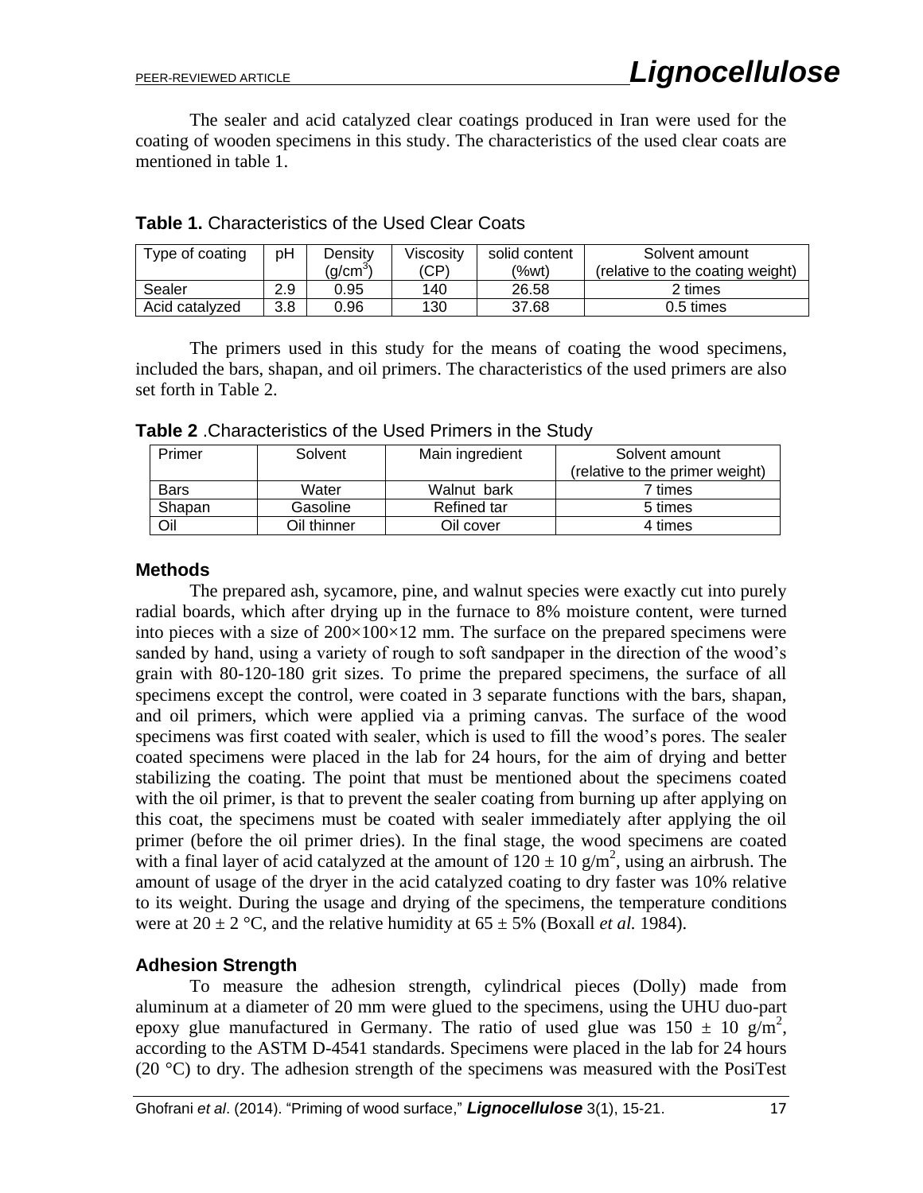The sealer and acid catalyzed clear coatings produced in Iran were used for the coating of wooden specimens in this study. The characteristics of the used clear coats are mentioned in table 1.

**Table 1.** Characteristics of the Used Clear Coats

| Type of coating | pH | Density ($g/cm^3$) | Viscosity (CP) | solid content (%wt) | Solvent amount (relative to the coating weight) |
|---|---|---|---|---|---|
| Sealer | 2.9 | 0.95 | 140 | 26.58 | 2 times |
| Acid catalyzed | 3.8 | 0.96 | 130 | 37.68 | 0.5 times |

The primers used in this study for the means of coating the wood specimens, included the bars, shapan, and oil primers. The characteristics of the used primers are also set forth in Table 2.

**Table 2** .Characteristics of the Used Primers in the Study

| Primer | Solvent | Main ingredient | Solvent amount (relative to the primer weight) |
|---|---|---|---|
| Bars | Water | Walnut bark | 7 times |
| Shapan | Gasoline | Refined tar | 5 times |
| Oil | Oil thinner | Oil cover | 4 times |

## Methods

The prepared ash, sycamore, pine, and walnut species were exactly cut into purely radial boards, which after drying up in the furnace to 8% moisture content, were turned into pieces with a size of 200×100×12 mm. The surface on the prepared specimens were sanded by hand, using a variety of rough to soft sandpaper in the direction of the wood's grain with 80-120-180 grit sizes. To prime the prepared specimens, the surface of all specimens except the control, were coated in 3 separate functions with the bars, shapan, and oil primers, which were applied via a priming canvas. The surface of the wood specimens was first coated with sealer, which is used to fill the wood's pores. The sealer coated specimens were placed in the lab for 24 hours, for the aim of drying and better stabilizing the coating. The point that must be mentioned about the specimens coated with the oil primer, is that to prevent the sealer coating from burning up after applying on this coat, the specimens must be coated with sealer immediately after applying the oil primer (before the oil primer dries). In the final stage, the wood specimens are coated with a final layer of acid catalyzed at the amount of $120 \pm 10$ $g/m^2$, using an airbrush. The amount of usage of the dryer in the acid catalyzed coating to dry faster was 10% relative to its weight. During the usage and drying of the specimens, the temperature conditions were at $20 \pm 2$ °C, and the relative humidity at $65 \pm 5$% (Boxall *et al.* 1984).

## Adhesion Strength

To measure the adhesion strength, cylindrical pieces (Dolly) made from aluminum at a diameter of 20 mm were glued to the specimens, using the UHU duo-part epoxy glue manufactured in Germany. The ratio of used glue was $150 \pm 10$ $g/m^2$, according to the ASTM D-4541 standards. Specimens were placed in the lab for 24 hours (20 °C) to dry. The adhesion strength of the specimens was measured with the PosiTest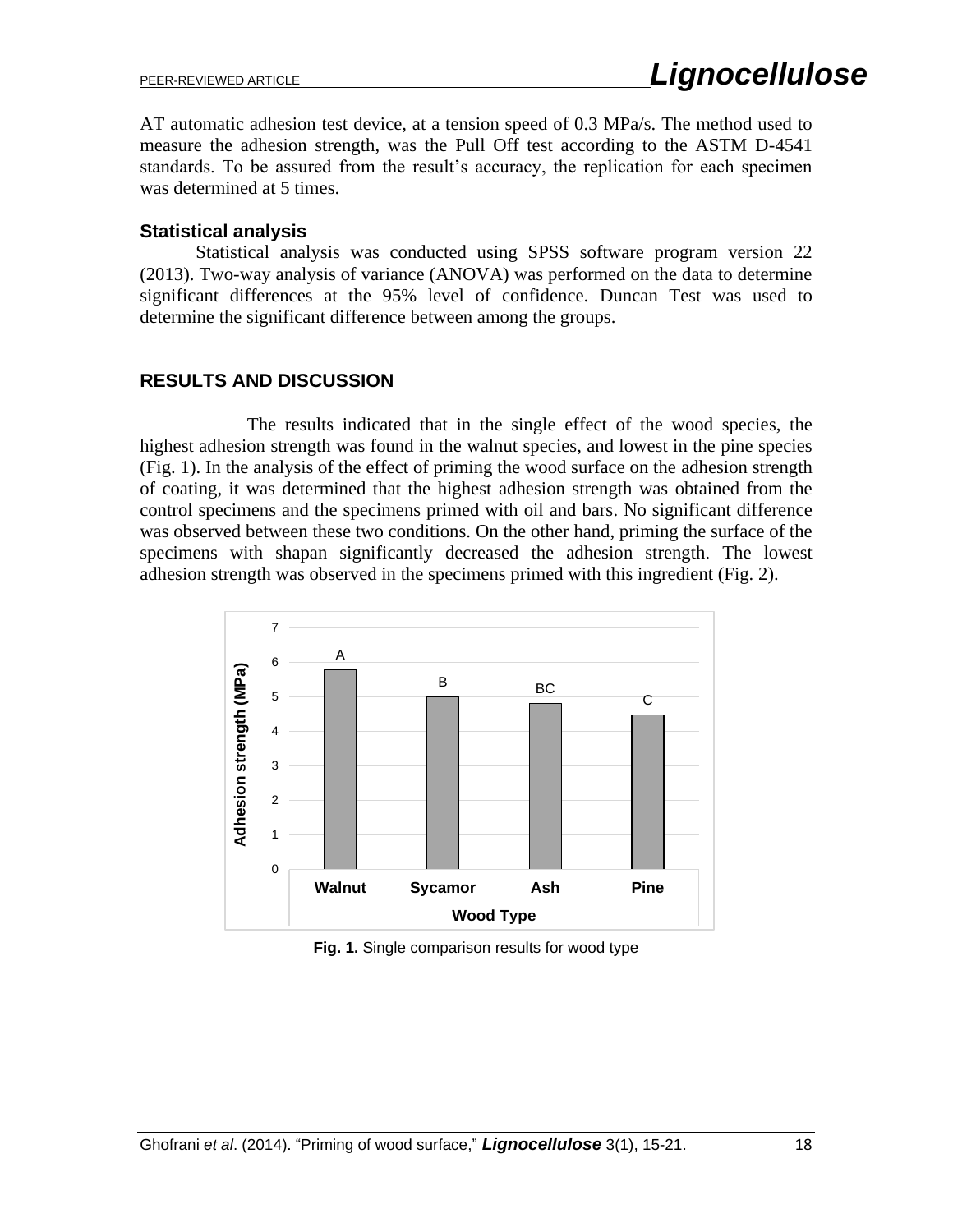AT automatic adhesion test device, at a tension speed of 0.3 MPa/s. The method used to measure the adhesion strength, was the Pull Off test according to the ASTM D-4541 standards. To be assured from the result's accuracy, the replication for each specimen was determined at 5 times.

### Statistical analysis

Statistical analysis was conducted using SPSS software program version 22 (2013). Two-way analysis of variance (ANOVA) was performed on the data to determine significant differences at the 95% level of confidence. Duncan Test was used to determine the significant difference between among the groups.

## RESULTS AND DISCUSSION

The results indicated that in the single effect of the wood species, the highest adhesion strength was found in the walnut species, and lowest in the pine species (Fig. 1). In the analysis of the effect of priming the wood surface on the adhesion strength of coating, it was determined that the highest adhesion strength was obtained from the control specimens and the specimens primed with oil and bars. No significant difference was observed between these two conditions. On the other hand, priming the surface of the specimens with shapan significantly decreased the adhesion strength. The lowest adhesion strength was observed in the specimens primed with this ingredient (Fig. 2).

**Fig. 1.** Single comparison results for wood type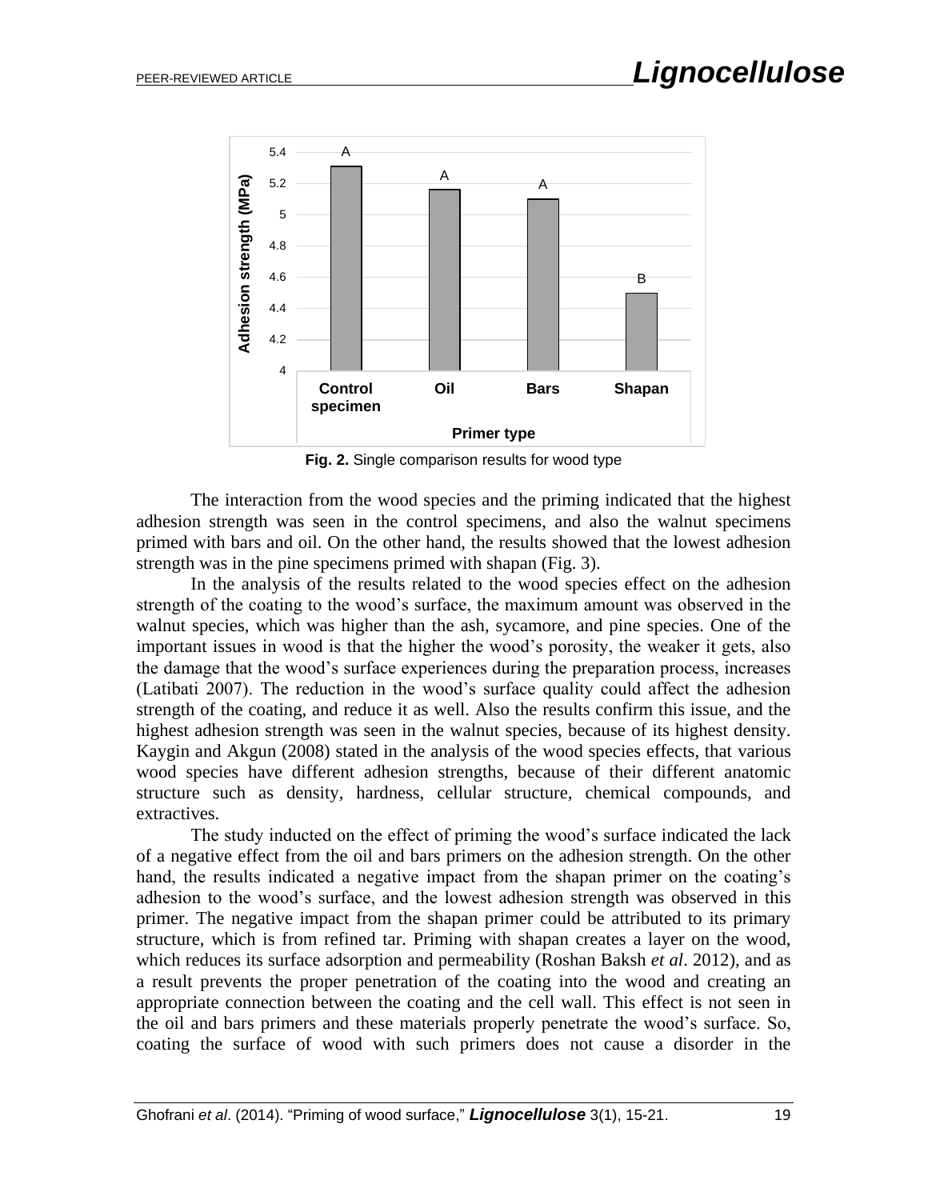**Fig. 2.** Single comparison results for wood type

The interaction from the wood species and the priming indicated that the highest adhesion strength was seen in the control specimens, and also the walnut specimens primed with bars and oil. On the other hand, the results showed that the lowest adhesion strength was in the pine specimens primed with shapan (Fig. 3).

In the analysis of the results related to the wood species effect on the adhesion strength of the coating to the wood's surface, the maximum amount was observed in the walnut species, which was higher than the ash, sycamore, and pine species. One of the important issues in wood is that the higher the wood's porosity, the weaker it gets, also the damage that the wood's surface experiences during the preparation process, increases (Latibati 2007). The reduction in the wood's surface quality could affect the adhesion strength of the coating, and reduce it as well. Also the results confirm this issue, and the highest adhesion strength was seen in the walnut species, because of its highest density. Kaygin and Akgun (2008) stated in the analysis of the wood species effects, that various wood species have different adhesion strengths, because of their different anatomic structure such as density, hardness, cellular structure, chemical compounds, and extractives.

The study inducted on the effect of priming the wood's surface indicated the lack of a negative effect from the oil and bars primers on the adhesion strength. On the other hand, the results indicated a negative impact from the shapan primer on the coating's adhesion to the wood's surface, and the lowest adhesion strength was observed in this primer. The negative impact from the shapan primer could be attributed to its primary structure, which is from refined tar. Priming with shapan creates a layer on the wood, which reduces its surface adsorption and permeability (Roshan Baksh *et al*. 2012), and as a result prevents the proper penetration of the coating into the wood and creating an appropriate connection between the coating and the cell wall. This effect is not seen in the oil and bars primers and these materials properly penetrate the wood's surface. So, coating the surface of wood with such primers does not cause a disorder in the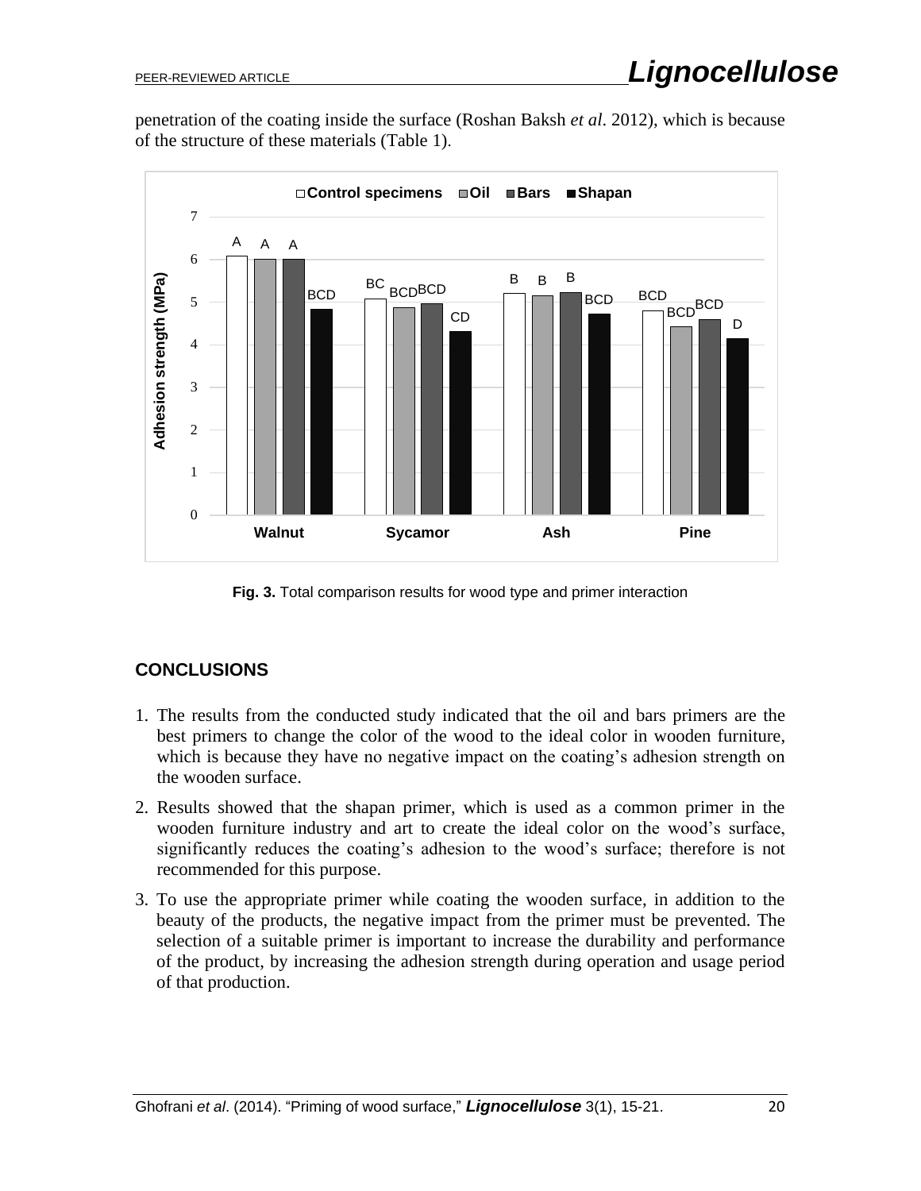penetration of the coating inside the surface (Roshan Baksh *et al*. 2012), which is because of the structure of these materials (Table 1).

**Fig. 3.** Total comparison results for wood type and primer interaction

## CONCLUSIONS

1. The results from the conducted study indicated that the oil and bars primers are the best primers to change the color of the wood to the ideal color in wooden furniture, which is because they have no negative impact on the coating's adhesion strength on the wooden surface.
2. Results showed that the shapan primer, which is used as a common primer in the wooden furniture industry and art to create the ideal color on the wood's surface, significantly reduces the coating's adhesion to the wood's surface; therefore is not recommended for this purpose.
3. To use the appropriate primer while coating the wooden surface, in addition to the beauty of the products, the negative impact from the primer must be prevented. The selection of a suitable primer is important to increase the durability and performance of the product, by increasing the adhesion strength during operation and usage period of that production.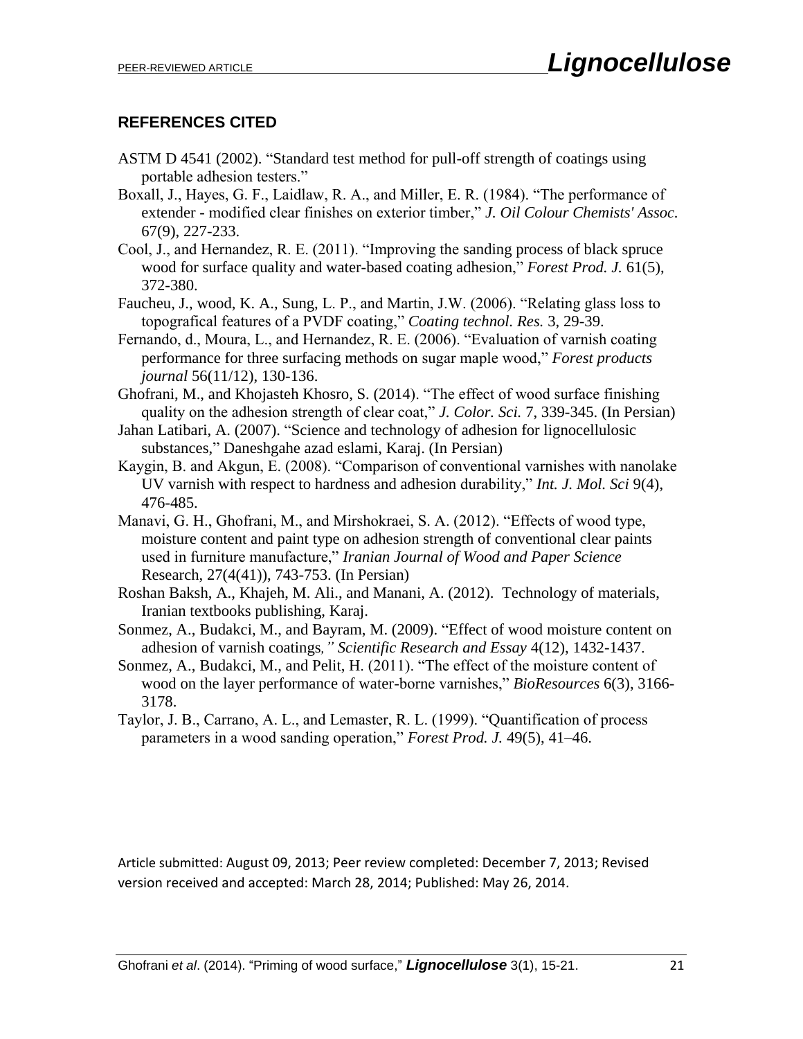## REFERENCES CITED

ASTM D 4541 (2002). "Standard test method for pull-off strength of coatings using portable adhesion testers."

Boxall, J., Hayes, G. F., Laidlaw, R. A., and Miller, E. R. (1984). "The performance of extender - modified clear finishes on exterior timber," *J. Oil Colour Chemists' Assoc.* 67(9), 227-233.

Cool, J., and Hernandez, R. E. (2011). "Improving the sanding process of black spruce wood for surface quality and water-based coating adhesion," *Forest Prod. J.* 61(5), 372-380.

Faucheu, J., wood, K. A., Sung, L. P., and Martin, J.W. (2006). "Relating glass loss to topografical features of a PVDF coating," *Coating technol. Res.* 3, 29-39.

Fernando, d., Moura, L., and Hernandez, R. E. (2006). "Evaluation of varnish coating performance for three surfacing methods on sugar maple wood," *Forest products journal* 56(11/12), 130-136.

Ghofrani, M., and Khojasteh Khosro, S. (2014). "The effect of wood surface finishing quality on the adhesion strength of clear coat," *J. Color. Sci.* 7, 339-345. (In Persian)

Jahan Latibari, A. (2007). "Science and technology of adhesion for lignocellulosic substances," Daneshgahe azad eslami, Karaj. (In Persian)

Kaygin, B. and Akgun, E. (2008). "Comparison of conventional varnishes with nanolake UV varnish with respect to hardness and adhesion durability," *Int. J. Mol. Sci* 9(4), 476-485.

Manavi, G. H., Ghofrani, M., and Mirshokraei, S. A. (2012). "Effects of wood type, moisture content and paint type on adhesion strength of conventional clear paints used in furniture manufacture," *Iranian Journal of Wood and Paper Science* Research, 27(4(41)), 743-753. (In Persian)

Roshan Baksh, A., Khajeh, M. Ali., and Manani, A. (2012). Technology of materials, Iranian textbooks publishing, Karaj.

Sonmez, A., Budakci, M., and Bayram, M. (2009). "Effect of wood moisture content on adhesion of varnish coatings," *Scientific Research and Essay* 4(12), 1432-1437.

Sonmez, A., Budakci, M., and Pelit, H. (2011). "The effect of the moisture content of wood on the layer performance of water-borne varnishes," *BioResources* 6(3), 3166-3178.

Taylor, J. B., Carrano, A. L., and Lemaster, R. L. (1999). "Quantification of process parameters in a wood sanding operation," *Forest Prod. J.* 49(5), 41–46.

Article submitted: August 09, 2013; Peer review completed: December 7, 2013; Revised version received and accepted: March 28, 2014; Published: May 26, 2014.